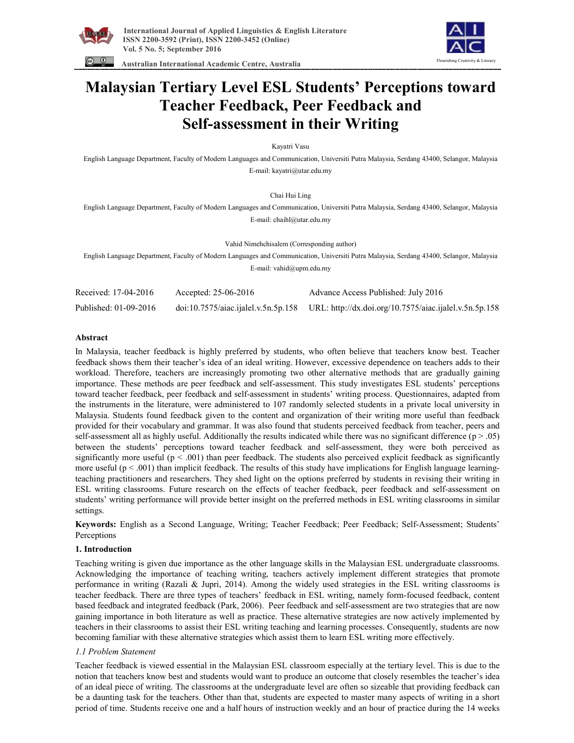# Malaysian Tertiary Level ESL Students' Perceptions toward Teacher Feedback, Peer Feedback and Self-assessment in their Writing

Kayatri Vasu

English Language Department, Faculty of Modern Languages and Communication, Universiti Putra Malaysia, Serdang 43400, Selangor, Malaysia

E-mail: kayatri@utar.edu.my

Chai Hui Ling

English Language Department, Faculty of Modern Languages and Communication, Universiti Putra Malaysia, Serdang 43400, Selangor, Malaysia

E-mail: chaihl@utar.edu.my

Vahid Nimehchisalem (Corresponding author)

English Language Department, Faculty of Modern Languages and Communication, Universiti Putra Malaysia, Serdang 43400, Selangor, Malaysia

E-mail: vahid@upm.edu.my

| Received: 17-04-2016 | Accepted: 25-06-2016 | Advance Access Published: July 2016 |
|---|---|---|
| Published: 01-09-2016 | doi:10.7575/aiac.ijalel.v.5n.5p.158 | URL: http://dx.doi.org/10.7575/aiac.ijalel.v.5n.5p.158 |

### Abstract

In Malaysia, teacher feedback is highly preferred by students, who often believe that teachers know best. Teacher feedback shows them their teacher's idea of an ideal writing. However, excessive dependence on teachers adds to their workload. Therefore, teachers are increasingly promoting two other alternative methods that are gradually gaining importance. These methods are peer feedback and self-assessment. This study investigates ESL students' perceptions toward teacher feedback, peer feedback and self-assessment in students' writing process. Questionnaires, adapted from the instruments in the literature, were administered to 107 randomly selected students in a private local university in Malaysia. Students found feedback given to the content and organization of their writing more useful than feedback provided for their vocabulary and grammar. It was also found that students perceived feedback from teacher, peers and self-assessment all as highly useful. Additionally the results indicated while there was no significant difference ($p > .05$) between the students' perceptions toward teacher feedback and self-assessment, they were both perceived as significantly more useful ($p < .001$) than peer feedback. The students also perceived explicit feedback as significantly more useful ($p < .001$) than implicit feedback. The results of this study have implications for English language learning-teaching practitioners and researchers. They shed light on the options preferred by students in revising their writing in ESL writing classrooms. Future research on the effects of teacher feedback, peer feedback and self-assessment on students' writing performance will provide better insight on the preferred methods in ESL writing classrooms in similar settings.

**Keywords:** English as a Second Language, Writing; Teacher Feedback; Peer Feedback; Self-Assessment; Students' Perceptions

### 1. Introduction

Teaching writing is given due importance as the other language skills in the Malaysian ESL undergraduate classrooms. Acknowledging the importance of teaching writing, teachers actively implement different strategies that promote performance in writing (Razali & Jupri, 2014). Among the widely used strategies in the ESL writing classrooms is teacher feedback. There are three types of teachers' feedback in ESL writing, namely form-focused feedback, content based feedback and integrated feedback (Park, 2006). Peer feedback and self-assessment are two strategies that are now gaining importance in both literature as well as practice. These alternative strategies are now actively implemented by teachers in their classrooms to assist their ESL writing teaching and learning processes. Consequently, students are now becoming familiar with these alternative strategies which assist them to learn ESL writing more effectively.

#### *1.1 Problem Statement*

Teacher feedback is viewed essential in the Malaysian ESL classroom especially at the tertiary level. This is due to the notion that teachers know best and students would want to produce an outcome that closely resembles the teacher's idea of an ideal piece of writing. The classrooms at the undergraduate level are often so sizeable that providing feedback can be a daunting task for the teachers. Other than that, students are expected to master many aspects of writing in a short period of time. Students receive one and a half hours of instruction weekly and an hour of practice during the 14 weeks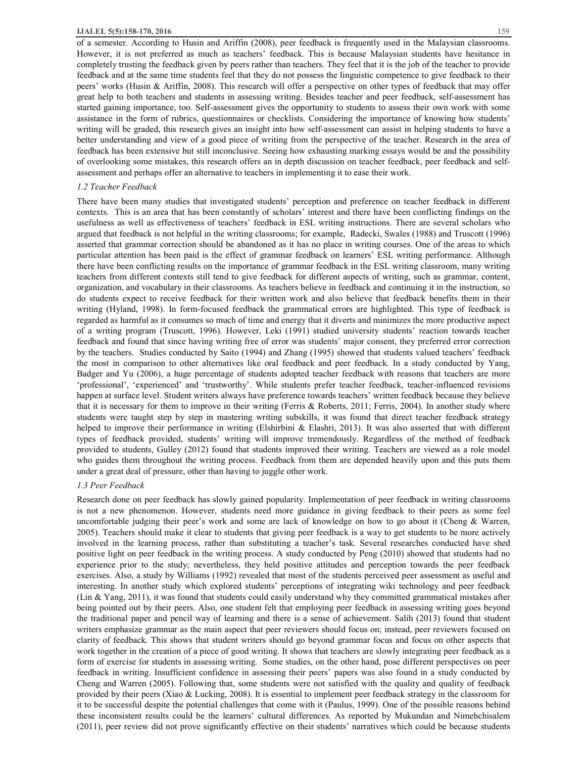of a semester. According to Husin and Ariffin (2008), peer feedback is frequently used in the Malaysian classrooms. However, it is not preferred as much as teachers' feedback. This is because Malaysian students have hesitance in completely trusting the feedback given by peers rather than teachers. They feel that it is the job of the teacher to provide feedback and at the same time students feel that they do not possess the linguistic competence to give feedback to their peers' works (Husin & Ariffin, 2008). This research will offer a perspective on other types of feedback that may offer great help to both teachers and students in assessing writing. Besides teacher and peer feedback, self-assessment has started gaining importance, too. Self-assessment gives the opportunity to students to assess their own work with some assistance in the form of rubrics, questionnaires or checklists. Considering the importance of knowing how students' writing will be graded, this research gives an insight into how self-assessment can assist in helping students to have a better understanding and view of a good piece of writing from the perspective of the teacher. Research in the area of feedback has been extensive but still inconclusive. Seeing how exhausting marking essays would be and the possibility of overlooking some mistakes, this research offers an in depth discussion on teacher feedback, peer feedback and self-assessment and perhaps offer an alternative to teachers in implementing it to ease their work.

### *1.2 Teacher Feedback*

There have been many studies that investigated students' perception and preference on teacher feedback in different contexts. This is an area that has been constantly of scholars' interest and there have been conflicting findings on the usefulness as well as effectiveness of teachers' feedback in ESL writing instructions. There are several scholars who argued that feedback is not helpful in the writing classrooms; for example, Radecki, Swales (1988) and Truscott (1996) asserted that grammar correction should be abandoned as it has no place in writing courses. One of the areas to which particular attention has been paid is the effect of grammar feedback on learners' ESL writing performance. Although there have been conflicting results on the importance of grammar feedback in the ESL writing classroom, many writing teachers from different contexts still tend to give feedback for different aspects of writing, such as grammar, content, organization, and vocabulary in their classrooms. As teachers believe in feedback and continuing it in the instruction, so do students expect to receive feedback for their written work and also believe that feedback benefits them in their writing (Hyland, 1998). In form-focused feedback the grammatical errors are highlighted. This type of feedback is regarded as harmful as it consumes so much of time and energy that it diverts and minimizes the more productive aspect of a writing program (Truscott, 1996). However, Leki (1991) studied university students' reaction towards teacher feedback and found that since having writing free of error was students' major consent, they preferred error correction by the teachers. Studies conducted by Saito (1994) and Zhang (1995) showed that students valued teachers' feedback the most in comparison to other alternatives like oral feedback and peer feedback. In a study conducted by Yang, Badger and Yu (2006), a huge percentage of students adopted teacher feedback with reasons that teachers are more 'professional', 'experienced' and 'trustworthy'. While students prefer teacher feedback, teacher-influenced revisions happen at surface level. Student writers always have preference towards teachers' written feedback because they believe that it is necessary for them to improve in their writing (Ferris & Roberts, 2011; Ferris, 2004). In another study where students were taught step by step in mastering writing subskills, it was found that direct teacher feedback strategy helped to improve their performance in writing (Elshirbini & Elashri, 2013). It was also asserted that with different types of feedback provided, students' writing will improve tremendously. Regardless of the method of feedback provided to students, Gulley (2012) found that students improved their writing. Teachers are viewed as a role model who guides them throughout the writing process. Feedback from them are depended heavily upon and this puts them under a great deal of pressure, other than having to juggle other work.

### *1.3 Peer Feedback*

Research done on peer feedback has slowly gained popularity. Implementation of peer feedback in writing classrooms is not a new phenomenon. However, students need more guidance in giving feedback to their peers as some feel uncomfortable judging their peer's work and some are lack of knowledge on how to go about it (Cheng & Warren, 2005). Teachers should make it clear to students that giving peer feedback is a way to get students to be more actively involved in the learning process, rather than substituting a teacher's task. Several researches conducted have shed positive light on peer feedback in the writing process. A study conducted by Peng (2010) showed that students had no experience prior to the study; nevertheless, they held positive attitudes and perception towards the peer feedback exercises. Also, a study by Williams (1992) revealed that most of the students perceived peer assessment as useful and interesting. In another study which explored students' perceptions of integrating wiki technology and peer feedback (Lin & Yang, 2011), it was found that students could easily understand why they committed grammatical mistakes after being pointed out by their peers. Also, one student felt that employing peer feedback in assessing writing goes beyond the traditional paper and pencil way of learning and there is a sense of achievement. Salih (2013) found that student writers emphasize grammar as the main aspect that peer reviewers should focus on; instead, peer reviewers focused on clarity of feedback. This shows that student writers should go beyond grammar focus and focus on other aspects that work together in the creation of a piece of good writing. It shows that teachers are slowly integrating peer feedback as a form of exercise for students in assessing writing. Some studies, on the other hand, pose different perspectives on peer feedback in writing. Insufficient confidence in assessing their peers' papers was also found in a study conducted by Cheng and Warren (2005). Following that, some students were not satisfied with the quality and quality of feedback provided by their peers (Xiao & Lucking, 2008). It is essential to implement peer feedback strategy in the classroom for it to be successful despite the potential challenges that come with it (Paulus, 1999). One of the possible reasons behind these inconsistent results could be the learners' cultural differences. As reported by Mukundan and Nimehchisalem (2011), peer review did not prove significantly effective on their students' narratives which could be because students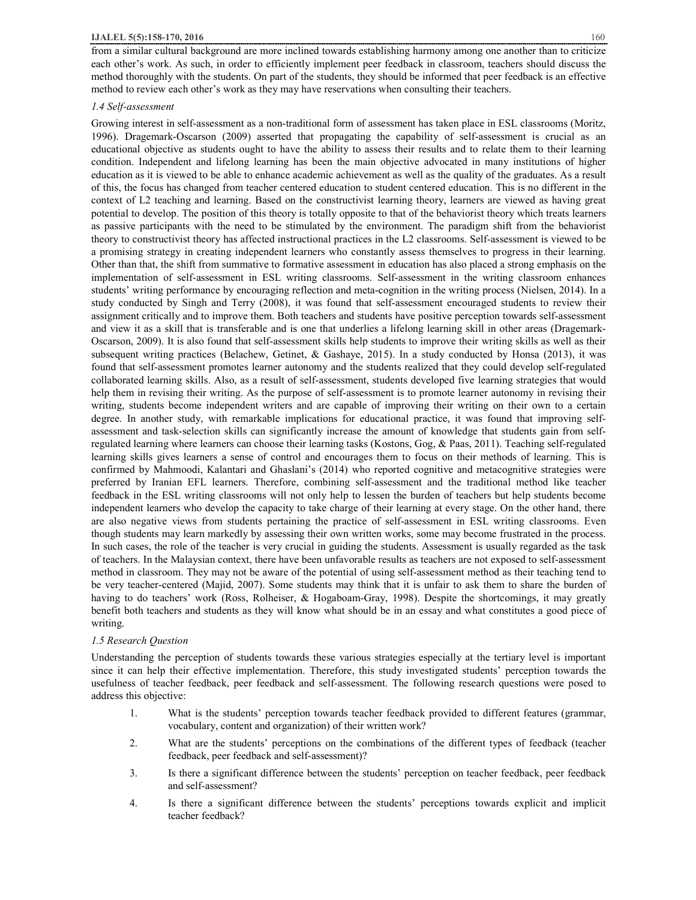from a similar cultural background are more inclined towards establishing harmony among one another than to criticize each other's work. As such, in order to efficiently implement peer feedback in classroom, teachers should discuss the method thoroughly with the students. On part of the students, they should be informed that peer feedback is an effective method to review each other's work as they may have reservations when consulting their teachers.

### *1.4 Self-assessment*

Growing interest in self-assessment as a non-traditional form of assessment has taken place in ESL classrooms (Moritz, 1996). Dragemark-Oscarson (2009) asserted that propagating the capability of self-assessment is crucial as an educational objective as students ought to have the ability to assess their results and to relate them to their learning condition. Independent and lifelong learning has been the main objective advocated in many institutions of higher education as it is viewed to be able to enhance academic achievement as well as the quality of the graduates. As a result of this, the focus has changed from teacher centered education to student centered education. This is no different in the context of L2 teaching and learning. Based on the constructivist learning theory, learners are viewed as having great potential to develop. The position of this theory is totally opposite to that of the behaviorist theory which treats learners as passive participants with the need to be stimulated by the environment. The paradigm shift from the behaviorist theory to constructivist theory has affected instructional practices in the L2 classrooms. Self-assessment is viewed to be a promising strategy in creating independent learners who constantly assess themselves to progress in their learning. Other than that, the shift from summative to formative assessment in education has also placed a strong emphasis on the implementation of self-assessment in ESL writing classrooms. Self-assessment in the writing classroom enhances students' writing performance by encouraging reflection and meta-cognition in the writing process (Nielsen, 2014). In a study conducted by Singh and Terry (2008), it was found that self-assessment encouraged students to review their assignment critically and to improve them. Both teachers and students have positive perception towards self-assessment and view it as a skill that is transferable and is one that underlies a lifelong learning skill in other areas (Dragemark-Oscarson, 2009). It is also found that self-assessment skills help students to improve their writing skills as well as their subsequent writing practices (Belachew, Getinet, & Gashaye, 2015). In a study conducted by Honsa (2013), it was found that self-assessment promotes learner autonomy and the students realized that they could develop self-regulated collaborated learning skills. Also, as a result of self-assessment, students developed five learning strategies that would help them in revising their writing. As the purpose of self-assessment is to promote learner autonomy in revising their writing, students become independent writers and are capable of improving their writing on their own to a certain degree. In another study, with remarkable implications for educational practice, it was found that improving self-assessment and task-selection skills can significantly increase the amount of knowledge that students gain from self-regulated learning where learners can choose their learning tasks (Kostons, Gog, & Paas, 2011). Teaching self-regulated learning skills gives learners a sense of control and encourages them to focus on their methods of learning. This is confirmed by Mahmoodi, Kalantari and Ghaslani's (2014) who reported cognitive and metacognitive strategies were preferred by Iranian EFL learners. Therefore, combining self-assessment and the traditional method like teacher feedback in the ESL writing classrooms will not only help to lessen the burden of teachers but help students become independent learners who develop the capacity to take charge of their learning at every stage. On the other hand, there are also negative views from students pertaining the practice of self-assessment in ESL writing classrooms. Even though students may learn markedly by assessing their own written works, some may become frustrated in the process. In such cases, the role of the teacher is very crucial in guiding the students. Assessment is usually regarded as the task of teachers. In the Malaysian context, there have been unfavorable results as teachers are not exposed to self-assessment method in classroom. They may not be aware of the potential of using self-assessment method as their teaching tend to be very teacher-centered (Majid, 2007). Some students may think that it is unfair to ask them to share the burden of having to do teachers' work (Ross, Rolheiser, & Hogaboam-Gray, 1998). Despite the shortcomings, it may greatly benefit both teachers and students as they will know what should be in an essay and what constitutes a good piece of writing.

### *1.5 Research Question*

Understanding the perception of students towards these various strategies especially at the tertiary level is important since it can help their effective implementation. Therefore, this study investigated students' perception towards the usefulness of teacher feedback, peer feedback and self-assessment. The following research questions were posed to address this objective:

1. What is the students' perception towards teacher feedback provided to different features (grammar, vocabulary, content and organization) of their written work?
2. What are the students' perceptions on the combinations of the different types of feedback (teacher feedback, peer feedback and self-assessment)?
3. Is there a significant difference between the students' perception on teacher feedback, peer feedback and self-assessment?
4. Is there a significant difference between the students' perceptions towards explicit and implicit teacher feedback?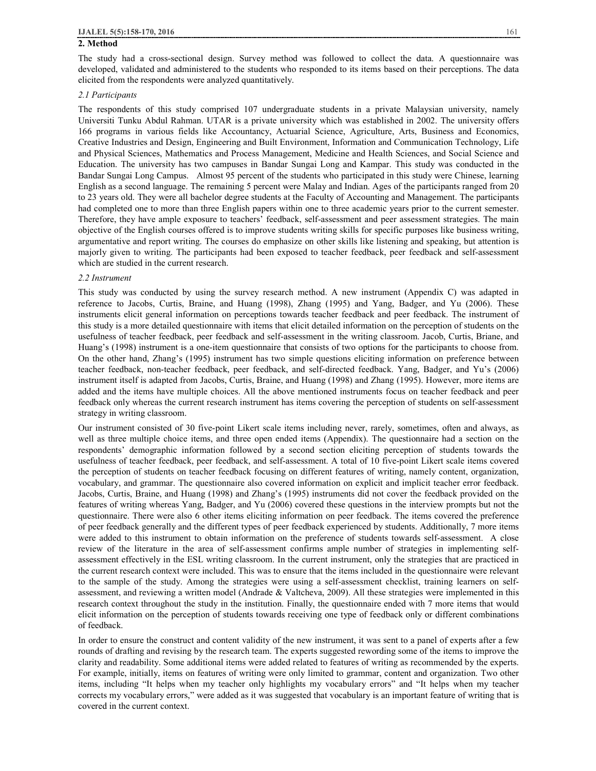## 2. Method

The study had a cross-sectional design. Survey method was followed to collect the data. A questionnaire was developed, validated and administered to the students who responded to its items based on their perceptions. The data elicited from the respondents were analyzed quantitatively.

### *2.1 Participants*

The respondents of this study comprised 107 undergraduate students in a private Malaysian university, namely Universiti Tunku Abdul Rahman. UTAR is a private university which was established in 2002. The university offers 166 programs in various fields like Accountancy, Actuarial Science, Agriculture, Arts, Business and Economics, Creative Industries and Design, Engineering and Built Environment, Information and Communication Technology, Life and Physical Sciences, Mathematics and Process Management, Medicine and Health Sciences, and Social Science and Education. The university has two campuses in Bandar Sungai Long and Kampar. This study was conducted in the Bandar Sungai Long Campus. Almost 95 percent of the students who participated in this study were Chinese, learning English as a second language. The remaining 5 percent were Malay and Indian. Ages of the participants ranged from 20 to 23 years old. They were all bachelor degree students at the Faculty of Accounting and Management. The participants had completed one to more than three English papers within one to three academic years prior to the current semester. Therefore, they have ample exposure to teachers' feedback, self-assessment and peer assessment strategies. The main objective of the English courses offered is to improve students writing skills for specific purposes like business writing, argumentative and report writing. The courses do emphasize on other skills like listening and speaking, but attention is majorly given to writing. The participants had been exposed to teacher feedback, peer feedback and self-assessment which are studied in the current research.

### *2.2 Instrument*

This study was conducted by using the survey research method. A new instrument (Appendix C) was adapted in reference to Jacobs, Curtis, Braine, and Huang (1998), Zhang (1995) and Yang, Badger, and Yu (2006). These instruments elicit general information on perceptions towards teacher feedback and peer feedback. The instrument of this study is a more detailed questionnaire with items that elicit detailed information on the perception of students on the usefulness of teacher feedback, peer feedback and self-assessment in the writing classroom. Jacob, Curtis, Briane, and Huang's (1998) instrument is a one-item questionnaire that consists of two options for the participants to choose from. On the other hand, Zhang's (1995) instrument has two simple questions eliciting information on preference between teacher feedback, non-teacher feedback, peer feedback, and self-directed feedback. Yang, Badger, and Yu's (2006) instrument itself is adapted from Jacobs, Curtis, Braine, and Huang (1998) and Zhang (1995). However, more items are added and the items have multiple choices. All the above mentioned instruments focus on teacher feedback and peer feedback only whereas the current research instrument has items covering the perception of students on self-assessment strategy in writing classroom.

Our instrument consisted of 30 five-point Likert scale items including never, rarely, sometimes, often and always, as well as three multiple choice items, and three open ended items (Appendix). The questionnaire had a section on the respondents' demographic information followed by a second section eliciting perception of students towards the usefulness of teacher feedback, peer feedback, and self-assessment. A total of 10 five-point Likert scale items covered the perception of students on teacher feedback focusing on different features of writing, namely content, organization, vocabulary, and grammar. The questionnaire also covered information on explicit and implicit teacher error feedback. Jacobs, Curtis, Braine, and Huang (1998) and Zhang's (1995) instruments did not cover the feedback provided on the features of writing whereas Yang, Badger, and Yu (2006) covered these questions in the interview prompts but not the questionnaire. There were also 6 other items eliciting information on peer feedback. The items covered the preference of peer feedback generally and the different types of peer feedback experienced by students. Additionally, 7 more items were added to this instrument to obtain information on the preference of students towards self-assessment. A close review of the literature in the area of self-assessment confirms ample number of strategies in implementing self-assessment effectively in the ESL writing classroom. In the current instrument, only the strategies that are practiced in the current research context were included. This was to ensure that the items included in the questionnaire were relevant to the sample of the study. Among the strategies were using a self-assessment checklist, training learners on self-assessment, and reviewing a written model (Andrade & Valtcheva, 2009). All these strategies were implemented in this research context throughout the study in the institution. Finally, the questionnaire ended with 7 more items that would elicit information on the perception of students towards receiving one type of feedback only or different combinations of feedback.

In order to ensure the construct and content validity of the new instrument, it was sent to a panel of experts after a few rounds of drafting and revising by the research team. The experts suggested rewording some of the items to improve the clarity and readability. Some additional items were added related to features of writing as recommended by the experts. For example, initially, items on features of writing were only limited to grammar, content and organization. Two other items, including "It helps when my teacher only highlights my vocabulary errors" and "It helps when my teacher corrects my vocabulary errors," were added as it was suggested that vocabulary is an important feature of writing that is covered in the current context.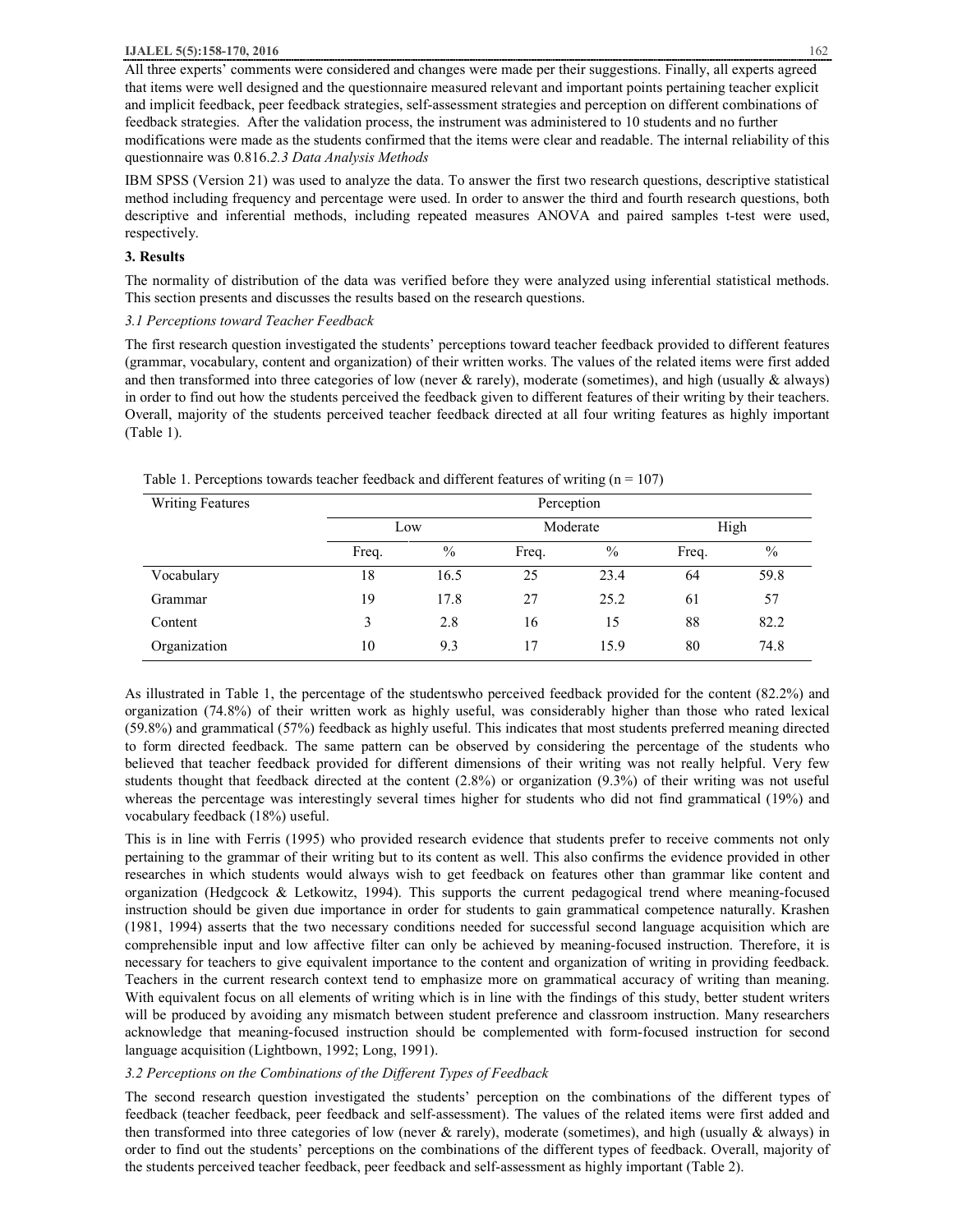All three experts' comments were considered and changes were made per their suggestions. Finally, all experts agreed that items were well designed and the questionnaire measured relevant and important points pertaining teacher explicit and implicit feedback, peer feedback strategies, self-assessment strategies and perception on different combinations of feedback strategies. After the validation process, the instrument was administered to 10 students and no further modifications were made as the students confirmed that the items were clear and readable. The internal reliability of this questionnaire was 0.816.*2.3 Data Analysis Methods*

IBM SPSS (Version 21) was used to analyze the data. To answer the first two research questions, descriptive statistical method including frequency and percentage were used. In order to answer the third and fourth research questions, both descriptive and inferential methods, including repeated measures ANOVA and paired samples t-test were used, respectively.

## 3. Results

The normality of distribution of the data was verified before they were analyzed using inferential statistical methods. This section presents and discusses the results based on the research questions.

### *3.1 Perceptions toward Teacher Feedback*

The first research question investigated the students' perceptions toward teacher feedback provided to different features (grammar, vocabulary, content and organization) of their written works. The values of the related items were first added and then transformed into three categories of low (never & rarely), moderate (sometimes), and high (usually & always) in order to find out how the students perceived the feedback given to different features of their writing by their teachers. Overall, majority of the students perceived teacher feedback directed at all four writing features as highly important (Table 1).

Table 1. Perceptions towards teacher feedback and different features of writing (n = 107)

| Writing Features | Perception | | | | | |
|---|---|---|---|---|---|---|
| | Low | | Moderate | | High | |
| | Freq. | % | Freq. | % | Freq. | % |
| Vocabulary | 18 | 16.5 | 25 | 23.4 | 64 | 59.8 |
| Grammar | 19 | 17.8 | 27 | 25.2 | 61 | 57 |
| Content | 3 | 2.8 | 16 | 15 | 88 | 82.2 |
| Organization | 10 | 9.3 | 17 | 15.9 | 80 | 74.8 |

As illustrated in Table 1, the percentage of the studentswho perceived feedback provided for the content (82.2%) and organization (74.8%) of their written work as highly useful, was considerably higher than those who rated lexical (59.8%) and grammatical (57%) feedback as highly useful. This indicates that most students preferred meaning directed to form directed feedback. The same pattern can be observed by considering the percentage of the students who believed that teacher feedback provided for different dimensions of their writing was not really helpful. Very few students thought that feedback directed at the content (2.8%) or organization (9.3%) of their writing was not useful whereas the percentage was interestingly several times higher for students who did not find grammatical (19%) and vocabulary feedback (18%) useful.

This is in line with Ferris (1995) who provided research evidence that students prefer to receive comments not only pertaining to the grammar of their writing but to its content as well. This also confirms the evidence provided in other researches in which students would always wish to get feedback on features other than grammar like content and organization (Hedgcock & Letkowitz, 1994). This supports the current pedagogical trend where meaning-focused instruction should be given due importance in order for students to gain grammatical competence naturally. Krashen (1981, 1994) asserts that the two necessary conditions needed for successful second language acquisition which are comprehensible input and low affective filter can only be achieved by meaning-focused instruction. Therefore, it is necessary for teachers to give equivalent importance to the content and organization of writing in providing feedback. Teachers in the current research context tend to emphasize more on grammatical accuracy of writing than meaning. With equivalent focus on all elements of writing which is in line with the findings of this study, better student writers will be produced by avoiding any mismatch between student preference and classroom instruction. Many researchers acknowledge that meaning-focused instruction should be complemented with form-focused instruction for second language acquisition (Lightbown, 1992; Long, 1991).

### *3.2 Perceptions on the Combinations of the Different Types of Feedback*

The second research question investigated the students' perception on the combinations of the different types of feedback (teacher feedback, peer feedback and self-assessment). The values of the related items were first added and then transformed into three categories of low (never & rarely), moderate (sometimes), and high (usually & always) in order to find out the students' perceptions on the combinations of the different types of feedback. Overall, majority of the students perceived teacher feedback, peer feedback and self-assessment as highly important (Table 2).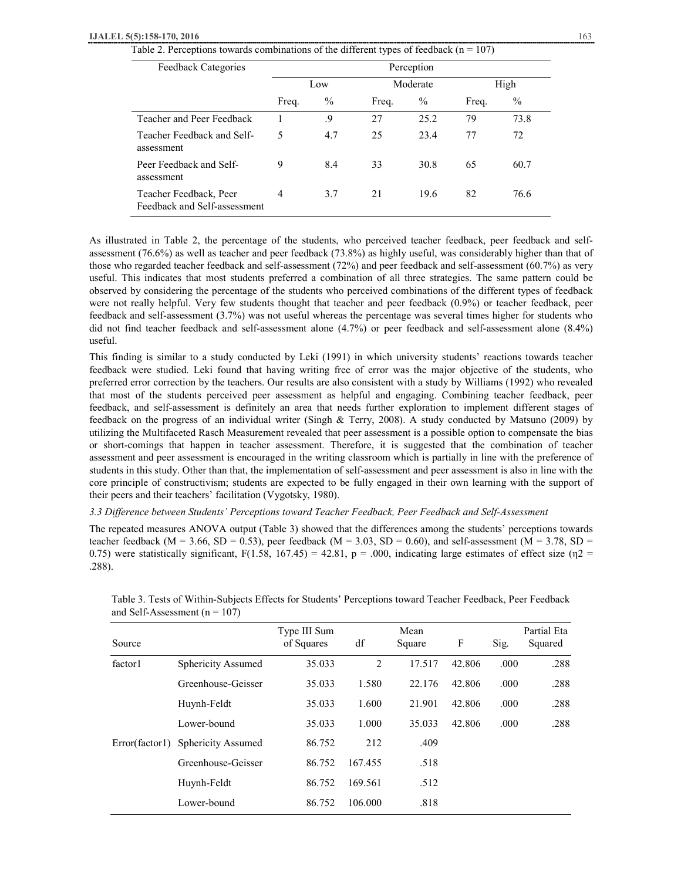Table 2. Perceptions towards combinations of the different types of feedback (n = 107)

| Feedback Categories | Perception | | | | | |
|---|---|---|---|---|---|---|
| | Low | | Moderate | | High | |
| | Freq. | % | Freq. | % | Freq. | % |
| Teacher and Peer Feedback | 1 | .9 | 27 | 25.2 | 79 | 73.8 |
| Teacher Feedback and Self-assessment | 5 | 4.7 | 25 | 23.4 | 77 | 72 |
| Peer Feedback and Self-assessment | 9 | 8.4 | 33 | 30.8 | 65 | 60.7 |
| Teacher Feedback, Peer Feedback and Self-assessment | 4 | 3.7 | 21 | 19.6 | 82 | 76.6 |

As illustrated in Table 2, the percentage of the students, who perceived teacher feedback, peer feedback and self-assessment (76.6%) as well as teacher and peer feedback (73.8%) as highly useful, was considerably higher than that of those who regarded teacher feedback and self-assessment (72%) and peer feedback and self-assessment (60.7%) as very useful. This indicates that most students preferred a combination of all three strategies. The same pattern could be observed by considering the percentage of the students who perceived combinations of the different types of feedback were not really helpful. Very few students thought that teacher and peer feedback (0.9%) or teacher feedback, peer feedback and self-assessment (3.7%) was not useful whereas the percentage was several times higher for students who did not find teacher feedback and self-assessment alone (4.7%) or peer feedback and self-assessment alone (8.4%) useful.

This finding is similar to a study conducted by Leki (1991) in which university students' reactions towards teacher feedback were studied. Leki found that having writing free of error was the major objective of the students, who preferred error correction by the teachers. Our results are also consistent with a study by Williams (1992) who revealed that most of the students perceived peer assessment as helpful and engaging. Combining teacher feedback, peer feedback, and self-assessment is definitely an area that needs further exploration to implement different stages of feedback on the progress of an individual writer (Singh & Terry, 2008). A study conducted by Matsuno (2009) by utilizing the Multifaceted Rasch Measurement revealed that peer assessment is a possible option to compensate the bias or short-comings that happen in teacher assessment. Therefore, it is suggested that the combination of teacher assessment and peer assessment is encouraged in the writing classroom which is partially in line with the preference of students in this study. Other than that, the implementation of self-assessment and peer assessment is also in line with the core principle of constructivism; students are expected to be fully engaged in their own learning with the support of their peers and their teachers' facilitation (Vygotsky, 1980).

### *3.3 Difference between Students' Perceptions toward Teacher Feedback, Peer Feedback and Self-Assessment*

The repeated measures ANOVA output (Table 3) showed that the differences among the students' perceptions towards teacher feedback ($M = 3.66$, $SD = 0.53$), peer feedback ($M = 3.03$, $SD = 0.60$), and self-assessment ($M = 3.78$, $SD = 0.75$) were statistically significant, $F(1.58, 167.45) = 42.81$, $p = .000$, indicating large estimates of effect size ($\eta^2 = .288$).

Table 3. Tests of Within-Subjects Effects for Students' Perceptions toward Teacher Feedback, Peer Feedback and Self-Assessment (n = 107)

| Source | | Type III Sum of Squares | df | Mean Square | F | Sig. | Partial Eta Squared |
|---|---|---|---|---|---|---|---|
| factor1 | Sphericity Assumed | 35.033 | 2 | 17.517 | 42.806 | .000 | .288 |
| | Greenhouse-Geisser | 35.033 | 1.580 | 22.176 | 42.806 | .000 | .288 |
| | Huynh-Feldt | 35.033 | 1.600 | 21.901 | 42.806 | .000 | .288 |
| | Lower-bound | 35.033 | 1.000 | 35.033 | 42.806 | .000 | .288 |
| Error(factor1) | Sphericity Assumed | 86.752 | 212 | .409 | | | |
| | Greenhouse-Geisser | 86.752 | 167.455 | .518 | | | |
| | Huynh-Feldt | 86.752 | 169.561 | .512 | | | |
| | Lower-bound | 86.752 | 106.000 | .818 | | | |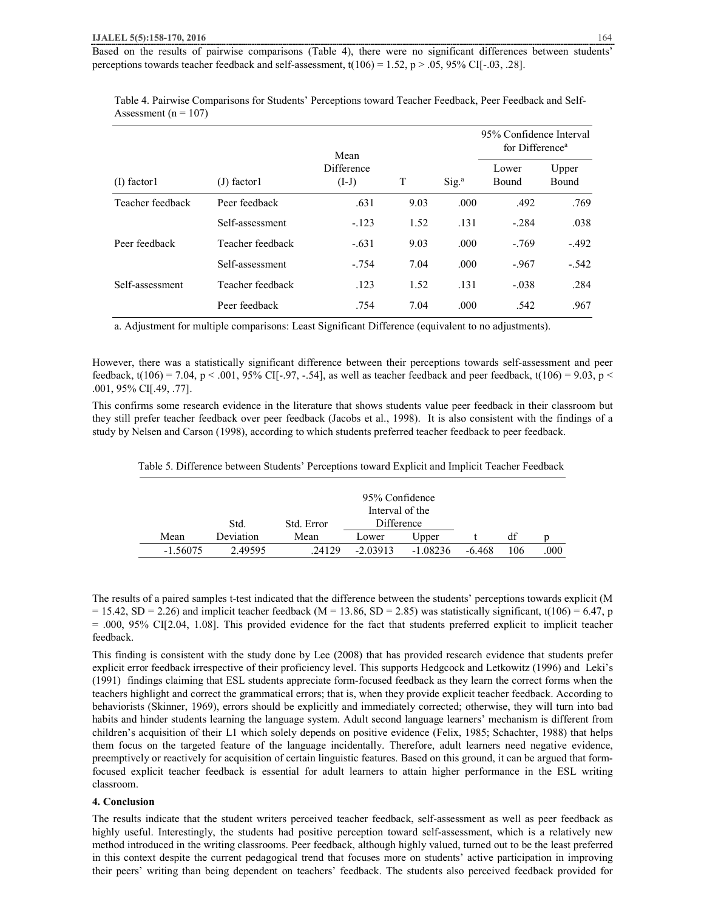Based on the results of pairwise comparisons (Table 4), there were no significant differences between students' perceptions towards teacher feedback and self-assessment, $t(106) = 1.52$, $p > .05$, 95% CI[-.03, .28].

Table 4. Pairwise Comparisons for Students' Perceptions toward Teacher Feedback, Peer Feedback and Self-Assessment (n = 107)

| (I) factor1 | (J) factor1 | Mean Difference (I-J) | T | Sig.[a] | 95% Confidence Interval for Difference[a] | |
|---|---|---|---|---|---|---|
| | | | | | Lower Bound | Upper Bound |
| Teacher feedback | Peer feedback | .631 | 9.03 | .000 | .492 | .769 |
| | Self-assessment | -.123 | 1.52 | .131 | -.284 | .038 |
| Peer feedback | Teacher feedback | -.631 | 9.03 | .000 | -.769 | -.492 |
| | Self-assessment | -.754 | 7.04 | .000 | -.967 | -.542 |
| Self-assessment | Teacher feedback | .123 | 1.52 | .131 | -.038 | .284 |
| | Peer feedback | .754 | 7.04 | .000 | .542 | .967 |

a. Adjustment for multiple comparisons: Least Significant Difference (equivalent to no adjustments).

However, there was a statistically significant difference between their perceptions towards self-assessment and peer feedback, $t(106) = 7.04$, $p < .001$, 95% CI[-.97, -.54], as well as teacher feedback and peer feedback, $t(106) = 9.03$, $p < .001$, 95% CI[.49, .77].

This confirms some research evidence in the literature that shows students value peer feedback in their classroom but they still prefer teacher feedback over peer feedback (Jacobs et al., 1998). It is also consistent with the findings of a study by Nelsen and Carson (1998), according to which students preferred teacher feedback to peer feedback.

Table 5. Difference between Students' Perceptions toward Explicit and Implicit Teacher Feedback

| Mean | Std. Deviation | Std. Error Mean | 95% Confidence Interval of the Difference | | t | df | p |
|---|---|---|---|---|---|---|---|
| | | | Lower | Upper | | | |
| -1.56075 | 2.49595 | .24129 | -2.03913 | -1.08236 | -6.468 | 106 | .000 |

The results of a paired samples t-test indicated that the difference between the students' perceptions towards explicit ($M = 15.42$, $SD = 2.26$) and implicit teacher feedback ($M = 13.86$, $SD = 2.85$) was statistically significant, $t(106) = 6.47$, $p = .000$, 95% CI[2.04, 1.08]. This provided evidence for the fact that students preferred explicit to implicit teacher feedback.

This finding is consistent with the study done by Lee (2008) that has provided research evidence that students prefer explicit error feedback irrespective of their proficiency level. This supports Hedgcock and Letkowitz (1996) and Leki's (1991) findings claiming that ESL students appreciate form-focused feedback as they learn the correct forms when the teachers highlight and correct the grammatical errors; that is, when they provide explicit teacher feedback. According to behaviorists (Skinner, 1969), errors should be explicitly and immediately corrected; otherwise, they will turn into bad habits and hinder students learning the language system. Adult second language learners' mechanism is different from children's acquisition of their L1 which solely depends on positive evidence (Felix, 1985; Schachter, 1988) that helps them focus on the targeted feature of the language incidentally. Therefore, adult learners need negative evidence, preemptively or reactively for acquisition of certain linguistic features. Based on this ground, it can be argued that form-focused explicit teacher feedback is essential for adult learners to attain higher performance in the ESL writing classroom.

## 4. Conclusion

The results indicate that the student writers perceived teacher feedback, self-assessment as well as peer feedback as highly useful. Interestingly, the students had positive perception toward self-assessment, which is a relatively new method introduced in the writing classrooms. Peer feedback, although highly valued, turned out to be the least preferred in this context despite the current pedagogical trend that focuses more on students' active participation in improving their peers' writing than being dependent on teachers' feedback. The students also perceived feedback provided for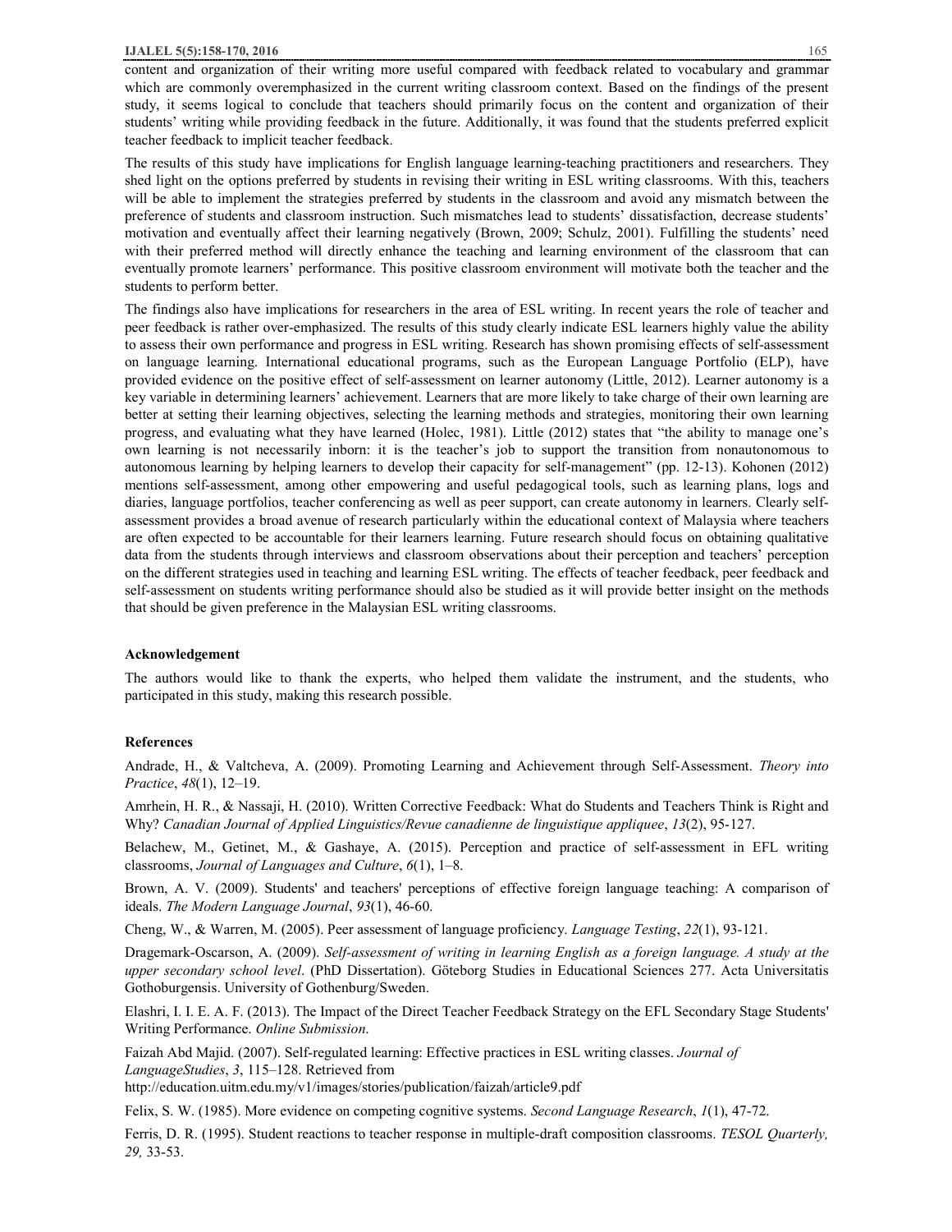content and organization of their writing more useful compared with feedback related to vocabulary and grammar which are commonly overemphasized in the current writing classroom context. Based on the findings of the present study, it seems logical to conclude that teachers should primarily focus on the content and organization of their students' writing while providing feedback in the future. Additionally, it was found that the students preferred explicit teacher feedback to implicit teacher feedback.

The results of this study have implications for English language learning-teaching practitioners and researchers. They shed light on the options preferred by students in revising their writing in ESL writing classrooms. With this, teachers will be able to implement the strategies preferred by students in the classroom and avoid any mismatch between the preference of students and classroom instruction. Such mismatches lead to students' dissatisfaction, decrease students' motivation and eventually affect their learning negatively (Brown, 2009; Schulz, 2001). Fulfilling the students' need with their preferred method will directly enhance the teaching and learning environment of the classroom that can eventually promote learners' performance. This positive classroom environment will motivate both the teacher and the students to perform better.

The findings also have implications for researchers in the area of ESL writing. In recent years the role of teacher and peer feedback is rather over-emphasized. The results of this study clearly indicate ESL learners highly value the ability to assess their own performance and progress in ESL writing. Research has shown promising effects of self-assessment on language learning. International educational programs, such as the European Language Portfolio (ELP), have provided evidence on the positive effect of self-assessment on learner autonomy (Little, 2012). Learner autonomy is a key variable in determining learners' achievement. Learners that are more likely to take charge of their own learning are better at setting their learning objectives, selecting the learning methods and strategies, monitoring their own learning progress, and evaluating what they have learned (Holec, 1981). Little (2012) states that "the ability to manage one's own learning is not necessarily inborn: it is the teacher's job to support the transition from nonautonomous to autonomous learning by helping learners to develop their capacity for self-management" (pp. 12-13). Kohonen (2012) mentions self-assessment, among other empowering and useful pedagogical tools, such as learning plans, logs and diaries, language portfolios, teacher conferencing as well as peer support, can create autonomy in learners. Clearly self-assessment provides a broad avenue of research particularly within the educational context of Malaysia where teachers are often expected to be accountable for their learners learning. Future research should focus on obtaining qualitative data from the students through interviews and classroom observations about their perception and teachers' perception on the different strategies used in teaching and learning ESL writing. The effects of teacher feedback, peer feedback and self-assessment on students writing performance should also be studied as it will provide better insight on the methods that should be given preference in the Malaysian ESL writing classrooms.

### Acknowledgement

The authors would like to thank the experts, who helped them validate the instrument, and the students, who participated in this study, making this research possible.

### References

Andrade, H., & Valtcheva, A. (2009). Promoting Learning and Achievement through Self-Assessment. *Theory into Practice*, *48*(1), 12–19.

Amrhein, H. R., & Nassaji, H. (2010). Written Corrective Feedback: What do Students and Teachers Think is Right and Why? *Canadian Journal of Applied Linguistics/Revue canadienne de linguistique appliquee*, *13*(2), 95-127.

Belachew, M., Getinet, M., & Gashaye, A. (2015). Perception and practice of self-assessment in EFL writing classrooms, *Journal of Languages and Culture*, *6*(1), 1–8.

Brown, A. V. (2009). Students' and teachers' perceptions of effective foreign language teaching: A comparison of ideals. *The Modern Language Journal*, *93*(1), 46-60.

Cheng, W., & Warren, M. (2005). Peer assessment of language proficiency. *Language Testing*, *22*(1), 93-121.

Dragemark-Oscarson, A. (2009). *Self-assessment of writing in learning English as a foreign language. A study at the upper secondary school level*. (PhD Dissertation). Göteborg Studies in Educational Sciences 277. Acta Universitatis Gothoburgensis. University of Gothenburg/Sweden.

Elashri, I. I. E. A. F. (2013). The Impact of the Direct Teacher Feedback Strategy on the EFL Secondary Stage Students' Writing Performance. *Online Submission*.

Faizah Abd Majid. (2007). Self-regulated learning: Effective practices in ESL writing classes. *Journal of LanguageStudies*, *3*, 115–128. Retrieved from http://education.uitm.edu.my/v1/images/stories/publication/faizah/article9.pdf

Felix, S. W. (1985). More evidence on competing cognitive systems. *Second Language Research*, *1*(1), 47-72.

Ferris, D. R. (1995). Student reactions to teacher response in multiple-draft composition classrooms. *TESOL Quarterly, 29,* 33-53.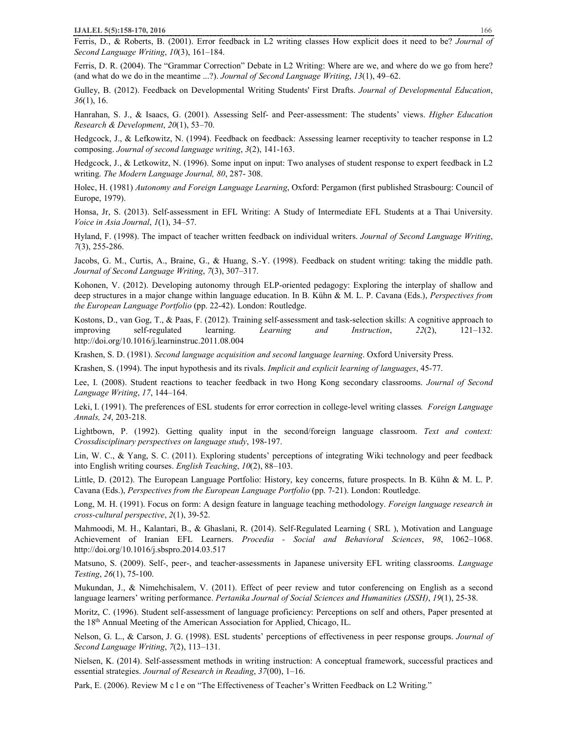Ferris, D., & Roberts, B. (2001). Error feedback in L2 writing classes How explicit does it need to be? *Journal of Second Language Writing*, *10*(3), 161–184.

Ferris, D. R. (2004). The "Grammar Correction" Debate in L2 Writing: Where are we, and where do we go from here? (and what do we do in the meantime ...?). *Journal of Second Language Writing*, *13*(1), 49–62.

Gulley, B. (2012). Feedback on Developmental Writing Students' First Drafts. *Journal of Developmental Education*, *36*(1), 16.

Hanrahan, S. J., & Isaacs, G. (2001). Assessing Self- and Peer-assessment: The students' views. *Higher Education Research & Development*, *20*(1), 53–70.

Hedgcock, J., & Lefkowitz, N. (1994). Feedback on feedback: Assessing learner receptivity to teacher response in L2 composing. *Journal of second language writing*, *3*(2), 141-163.

Hedgcock, J., & Letkowitz, N. (1996). Some input on input: Two analyses of student response to expert feedback in L2 writing. *The Modern Language Journal, 80*, 287- 308.

Holec, H. (1981) *Autonomy and Foreign Language Learning*, Oxford: Pergamon (first published Strasbourg: Council of Europe, 1979).

Honsa, Jr, S. (2013). Self-assessment in EFL Writing: A Study of Intermediate EFL Students at a Thai University. *Voice in Asia Journal*, *1*(1), 34–57.

Hyland, F. (1998). The impact of teacher written feedback on individual writers. *Journal of Second Language Writing*, *7*(3), 255-286.

Jacobs, G. M., Curtis, A., Braine, G., & Huang, S.-Y. (1998). Feedback on student writing: taking the middle path. *Journal of Second Language Writing*, *7*(3), 307–317.

Kohonen, V. (2012). Developing autonomy through ELP-oriented pedagogy: Exploring the interplay of shallow and deep structures in a major change within language education. In B. Kühn & M. L. P. Cavana (Eds.), *Perspectives from the European Language Portfolio* (pp. 22-42). London: Routledge.

Kostons, D., van Gog, T., & Paas, F. (2012). Training self-assessment and task-selection skills: A cognitive approach to improving self-regulated learning. *Learning and Instruction*, *22*(2), 121–132. http://doi.org/10.1016/j.learninstruc.2011.08.004

Krashen, S. D. (1981). *Second language acquisition and second language learning*. Oxford University Press.

Krashen, S. (1994). The input hypothesis and its rivals. *Implicit and explicit learning of languages*, 45-77.

Lee, I. (2008). Student reactions to teacher feedback in two Hong Kong secondary classrooms. *Journal of Second Language Writing*, *17*, 144–164.

Leki, I. (1991). The preferences of ESL students for error correction in college-level writing classes*. Foreign Language Annals, 24*, 203-218.

Lightbown, P. (1992). Getting quality input in the second/foreign language classroom. *Text and context: Crossdisciplinary perspectives on language study*, 198-197.

Lin, W. C., & Yang, S. C. (2011). Exploring students' perceptions of integrating Wiki technology and peer feedback into English writing courses. *English Teaching*, *10*(2), 88–103.

Little, D. (2012). The European Language Portfolio: History, key concerns, future prospects. In B. Kühn & M. L. P. Cavana (Eds.), *Perspectives from the European Language Portfolio* (pp. 7-21). London: Routledge.

Long, M. H. (1991). Focus on form: A design feature in language teaching methodology. *Foreign language research in cross-cultural perspective*, *2*(1), 39-52.

Mahmoodi, M. H., Kalantari, B., & Ghaslani, R. (2014). Self-Regulated Learning ( SRL ), Motivation and Language Achievement of Iranian EFL Learners. *Procedia - Social and Behavioral Sciences*, *98*, 1062–1068. http://doi.org/10.1016/j.sbspro.2014.03.517

Matsuno, S. (2009). Self-, peer-, and teacher-assessments in Japanese university EFL writing classrooms. *Language Testing*, *26*(1), 75-100.

Mukundan, J., & Nimehchisalem, V. (2011). Effect of peer review and tutor conferencing on English as a second language learners' writing performance. *Pertanika Journal of Social Sciences and Humanities (JSSH)*, *19*(1), 25-38.

Moritz, C. (1996). Student self-assessment of language proficiency: Perceptions on self and others, Paper presented at the 18th Annual Meeting of the American Association for Applied, Chicago, IL.

Nelson, G. L., & Carson, J. G. (1998). ESL students' perceptions of effectiveness in peer response groups. *Journal of Second Language Writing*, *7*(2), 113–131.

Nielsen, K. (2014). Self-assessment methods in writing instruction: A conceptual framework, successful practices and essential strategies. *Journal of Research in Reading*, *37*(00), 1–16.

Park, E. (2006). Review M c l e on "The Effectiveness of Teacher's Written Feedback on L2 Writing."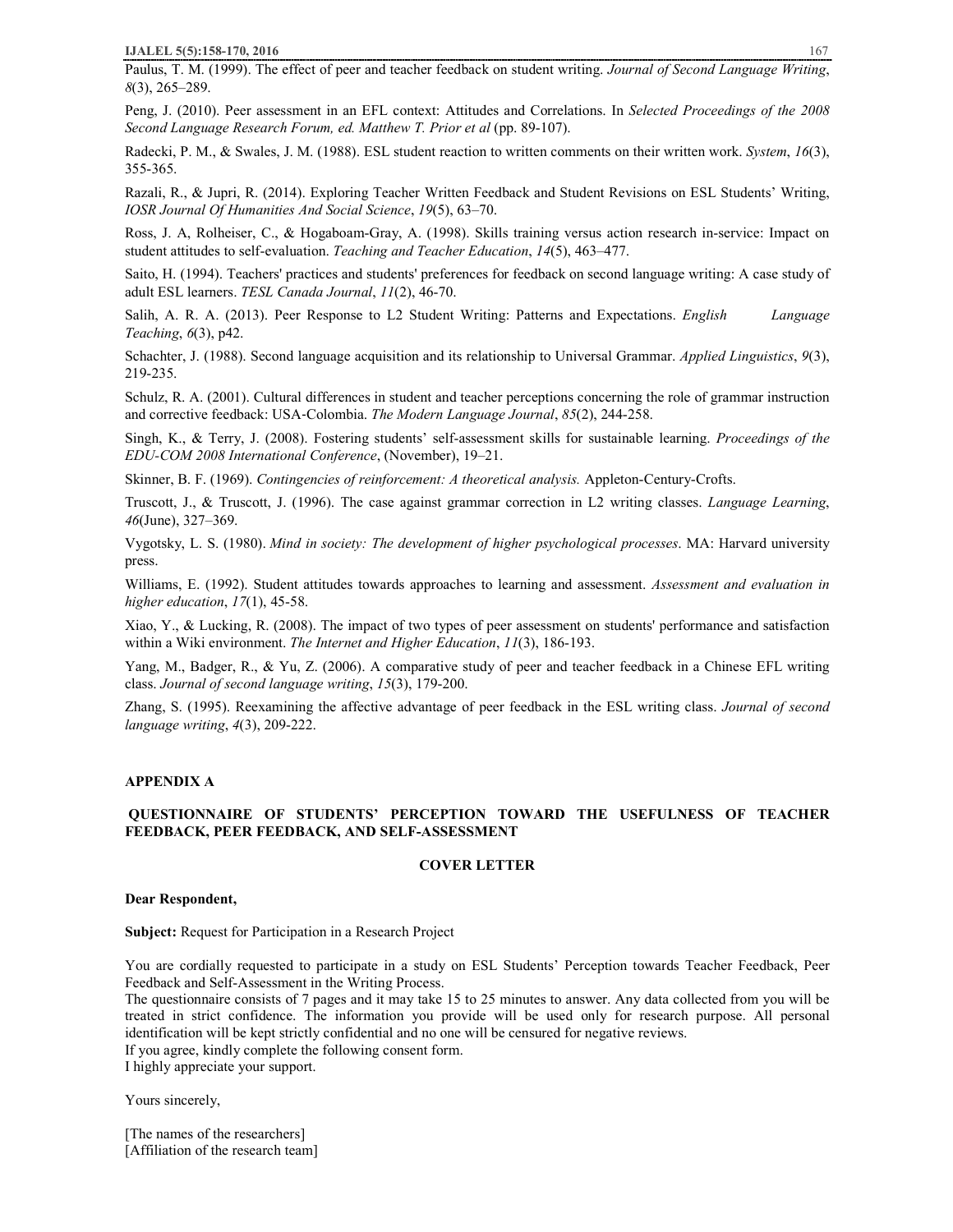Paulus, T. M. (1999). The effect of peer and teacher feedback on student writing. *Journal of Second Language Writing*, *8*(3), 265–289.

Peng, J. (2010). Peer assessment in an EFL context: Attitudes and Correlations. In *Selected Proceedings of the 2008 Second Language Research Forum, ed. Matthew T. Prior et al* (pp. 89-107).

Radecki, P. M., & Swales, J. M. (1988). ESL student reaction to written comments on their written work. *System*, *16*(3), 355-365.

Razali, R., & Jupri, R. (2014). Exploring Teacher Written Feedback and Student Revisions on ESL Students' Writing, *IOSR Journal Of Humanities And Social Science*, *19*(5), 63–70.

Ross, J. A, Rolheiser, C., & Hogaboam-Gray, A. (1998). Skills training versus action research in-service: Impact on student attitudes to self-evaluation. *Teaching and Teacher Education*, *14*(5), 463–477.

Saito, H. (1994). Teachers' practices and students' preferences for feedback on second language writing: A case study of adult ESL learners. *TESL Canada Journal*, *11*(2), 46-70.

Salih, A. R. A. (2013). Peer Response to L2 Student Writing: Patterns and Expectations. *English Language Teaching*, *6*(3), p42.

Schachter, J. (1988). Second language acquisition and its relationship to Universal Grammar. *Applied Linguistics*, *9*(3), 219-235.

Schulz, R. A. (2001). Cultural differences in student and teacher perceptions concerning the role of grammar instruction and corrective feedback: USA-Colombia. *The Modern Language Journal*, *85*(2), 244-258.

Singh, K., & Terry, J. (2008). Fostering students' self-assessment skills for sustainable learning. *Proceedings of the EDU-COM 2008 International Conference*, (November), 19–21.

Skinner, B. F. (1969). *Contingencies of reinforcement: A theoretical analysis.* Appleton-Century-Crofts.

Truscott, J., & Truscott, J. (1996). The case against grammar correction in L2 writing classes. *Language Learning*, *46*(June), 327–369.

Vygotsky, L. S. (1980). *Mind in society: The development of higher psychological processes*. MA: Harvard university press.

Williams, E. (1992). Student attitudes towards approaches to learning and assessment. *Assessment and evaluation in higher education*, *17*(1), 45-58.

Xiao, Y., & Lucking, R. (2008). The impact of two types of peer assessment on students' performance and satisfaction within a Wiki environment. *The Internet and Higher Education*, *11*(3), 186-193.

Yang, M., Badger, R., & Yu, Z. (2006). A comparative study of peer and teacher feedback in a Chinese EFL writing class. *Journal of second language writing*, *15*(3), 179-200.

Zhang, S. (1995). Reexamining the affective advantage of peer feedback in the ESL writing class. *Journal of second language writing*, *4*(3), 209-222.

## APPENDIX A

### QUESTIONNAIRE OF STUDENTS' PERCEPTION TOWARD THE USEFULNESS OF TEACHER FEEDBACK, PEER FEEDBACK, AND SELF-ASSESSMENT

#### COVER LETTER

**Dear Respondent,**

**Subject:** Request for Participation in a Research Project

You are cordially requested to participate in a study on ESL Students' Perception towards Teacher Feedback, Peer Feedback and Self-Assessment in the Writing Process.
The questionnaire consists of 7 pages and it may take 15 to 25 minutes to answer. Any data collected from you will be treated in strict confidence. The information you provide will be used only for research purpose. All personal identification will be kept strictly confidential and no one will be censured for negative reviews.
If you agree, kindly complete the following consent form.
I highly appreciate your support.

Yours sincerely,

[The names of the researchers]
[Affiliation of the research team]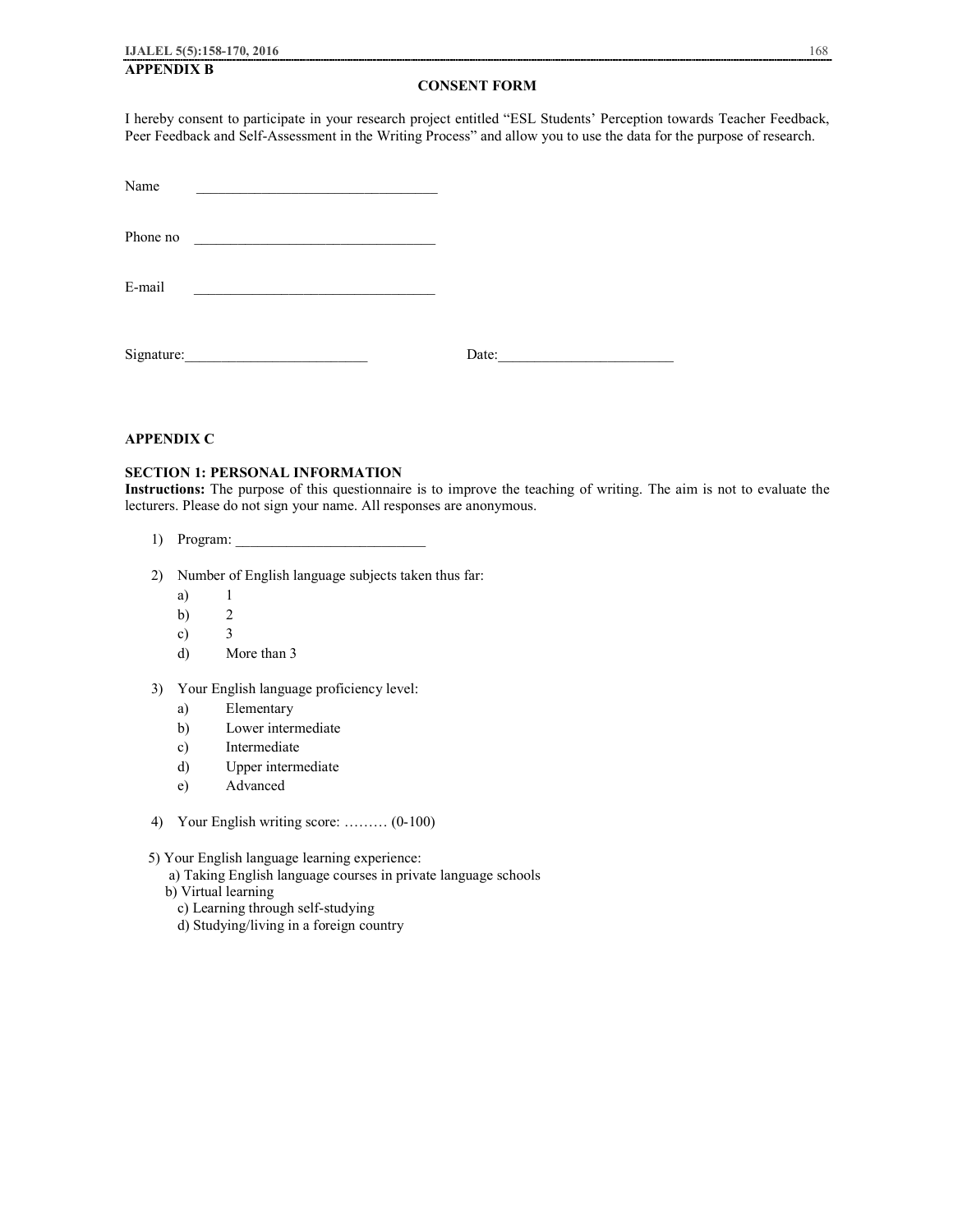## APPENDIX B

### CONSENT FORM

I hereby consent to participate in your research project entitled "ESL Students' Perception towards Teacher Feedback, Peer Feedback and Self-Assessment in the Writing Process" and allow you to use the data for the purpose of research.

Name ________________________________

Phone no ________________________________

E-mail ________________________________

Signature:________________________ Date:________________________

## APPENDIX C

### SECTION 1: PERSONAL INFORMATION

**Instructions:** The purpose of this questionnaire is to improve the teaching of writing. The aim is not to evaluate the lecturers. Please do not sign your name. All responses are anonymous.

1) Program: __________________________

2) Number of English language subjects taken thus far:
   a) 1
   b) 2
   c) 3
   d) More than 3

3) Your English language proficiency level:
   a) Elementary
   b) Lower intermediate
   c) Intermediate
   d) Upper intermediate
   e) Advanced

4) Your English writing score: ……… (0-100)

5) Your English language learning experience:
   a) Taking English language courses in private language schools
   b) Virtual learning
   c) Learning through self-studying
   d) Studying/living in a foreign country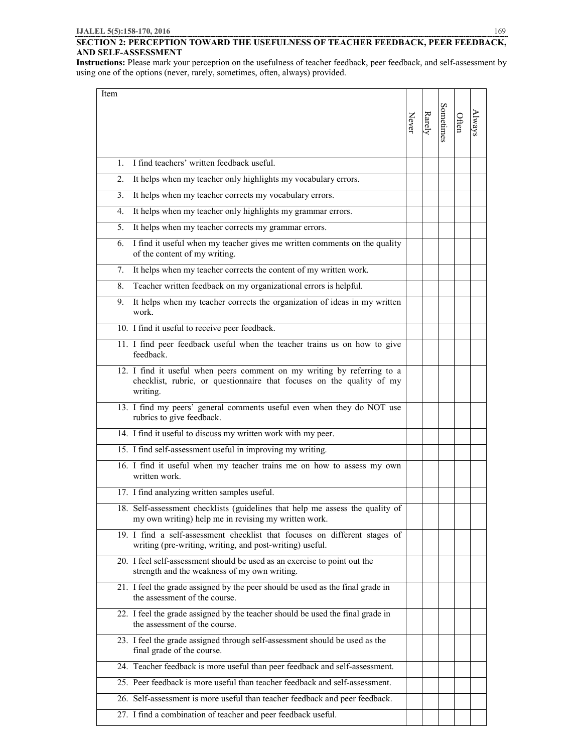## SECTION 2: PERCEPTION TOWARD THE USEFULNESS OF TEACHER FEEDBACK, PEER FEEDBACK, AND SELF-ASSESSMENT

**Instructions:** Please mark your perception on the usefulness of teacher feedback, peer feedback, and self-assessment by using one of the options (never, rarely, sometimes, often, always) provided.

| Item | Never | Rarely | Sometimes | Often | Always |
|---|---|---|---|---|---|
| 1. I find teachers' written feedback useful. | | | | | |
| 2. It helps when my teacher only highlights my vocabulary errors. | | | | | |
| 3. It helps when my teacher corrects my vocabulary errors. | | | | | |
| 4. It helps when my teacher only highlights my grammar errors. | | | | | |
| 5. It helps when my teacher corrects my grammar errors. | | | | | |
| 6. I find it useful when my teacher gives me written comments on the quality of the content of my writing. | | | | | |
| 7. It helps when my teacher corrects the content of my written work. | | | | | |
| 8. Teacher written feedback on my organizational errors is helpful. | | | | | |
| 9. It helps when my teacher corrects the organization of ideas in my written work. | | | | | |
| 10. I find it useful to receive peer feedback. | | | | | |
| 11. I find peer feedback useful when the teacher trains us on how to give feedback. | | | | | |
| 12. I find it useful when peers comment on my writing by referring to a checklist, rubric, or questionnaire that focuses on the quality of my writing. | | | | | |
| 13. I find my peers' general comments useful even when they do NOT use rubrics to give feedback. | | | | | |
| 14. I find it useful to discuss my written work with my peer. | | | | | |
| 15. I find self-assessment useful in improving my writing. | | | | | |
| 16. I find it useful when my teacher trains me on how to assess my own written work. | | | | | |
| 17. I find analyzing written samples useful. | | | | | |
| 18. Self-assessment checklists (guidelines that help me assess the quality of my own writing) help me in revising my written work. | | | | | |
| 19. I find a self-assessment checklist that focuses on different stages of writing (pre-writing, writing, and post-writing) useful. | | | | | |
| 20. I feel self-assessment should be used as an exercise to point out the strength and the weakness of my own writing. | | | | | |
| 21. I feel the grade assigned by the peer should be used as the final grade in the assessment of the course. | | | | | |
| 22. I feel the grade assigned by the teacher should be used the final grade in the assessment of the course. | | | | | |
| 23. I feel the grade assigned through self-assessment should be used as the final grade of the course. | | | | | |
| 24. Teacher feedback is more useful than peer feedback and self-assessment. | | | | | |
| 25. Peer feedback is more useful than teacher feedback and self-assessment. | | | | | |
| 26. Self-assessment is more useful than teacher feedback and peer feedback. | | | | | |
| 27. I find a combination of teacher and peer feedback useful. | | | | | |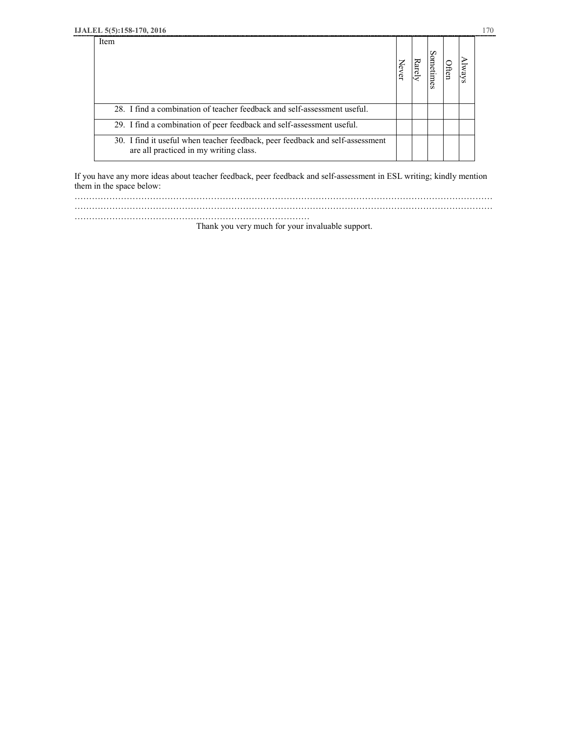| Item | Never | Rarely | Sometimes | Often | Always |
|---|---|---|---|---|---|
| 28. I find a combination of teacher feedback and self-assessment useful. | | | | | |
| 29. I find a combination of peer feedback and self-assessment useful. | | | | | |
| 30. I find it useful when teacher feedback, peer feedback and self-assessment are all practiced in my writing class. | | | | | |

If you have any more ideas about teacher feedback, peer feedback and self-assessment in ESL writing; kindly mention them in the space below:

…………………………………………………………………………………………………………………………
…………………………………………………………………………………………………………………………
………………………………………………………………………

Thank you very much for your invaluable support.